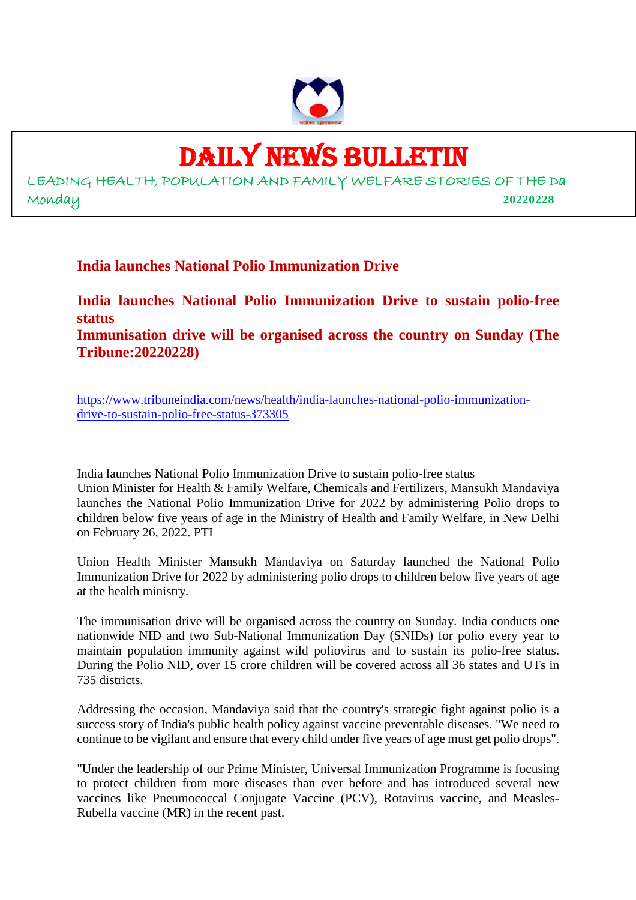# DAILY NEWS BULLETIN

LEADING HEALTH, POPULATION AND FAMILY WELFARE STORIES OF THE Da

Monday **20220228**

## India launches National Polio Immunization Drive

## India launches National Polio Immunization Drive to sustain polio-free status

## Immunisation drive will be organised across the country on Sunday (The Tribune:20220228)

https://www.tribuneindia.com/news/health/india-launches-national-polio-immunization-drive-to-sustain-polio-free-status-373305

India launches National Polio Immunization Drive to sustain polio-free status
Union Minister for Health & Family Welfare, Chemicals and Fertilizers, Mansukh Mandaviya launches the National Polio Immunization Drive for 2022 by administering Polio drops to children below five years of age in the Ministry of Health and Family Welfare, in New Delhi on February 26, 2022. PTI

Union Health Minister Mansukh Mandaviya on Saturday launched the National Polio Immunization Drive for 2022 by administering polio drops to children below five years of age at the health ministry.

The immunisation drive will be organised across the country on Sunday. India conducts one nationwide NID and two Sub-National Immunization Day (SNIDs) for polio every year to maintain population immunity against wild poliovirus and to sustain its polio-free status. During the Polio NID, over 15 crore children will be covered across all 36 states and UTs in 735 districts.

Addressing the occasion, Mandaviya said that the country's strategic fight against polio is a success story of India's public health policy against vaccine preventable diseases. "We need to continue to be vigilant and ensure that every child under five years of age must get polio drops".

"Under the leadership of our Prime Minister, Universal Immunization Programme is focusing to protect children from more diseases than ever before and has introduced several new vaccines like Pneumococcal Conjugate Vaccine (PCV), Rotavirus vaccine, and Measles-Rubella vaccine (MR) in the recent past.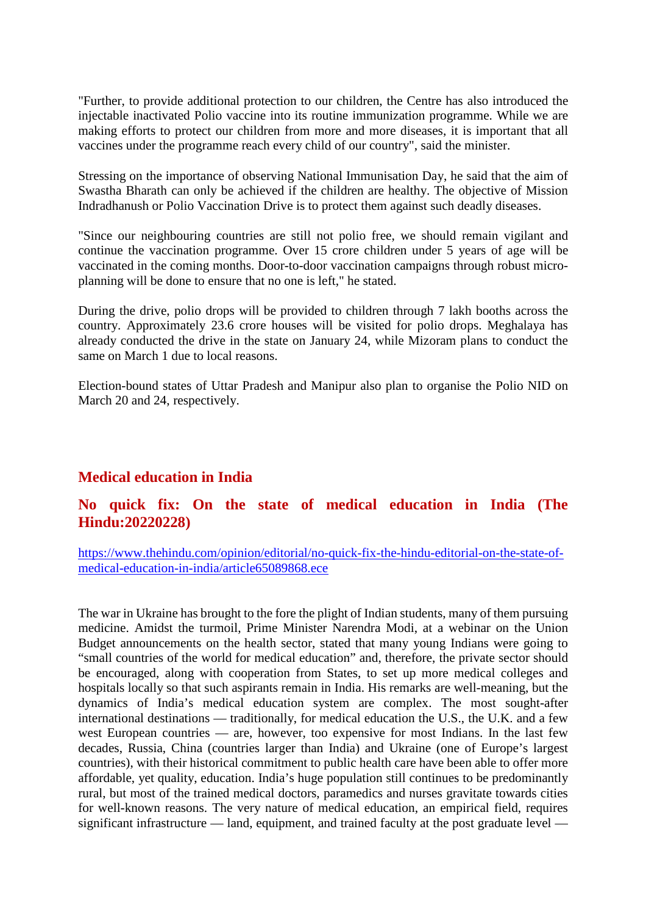"Further, to provide additional protection to our children, the Centre has also introduced the injectable inactivated Polio vaccine into its routine immunization programme. While we are making efforts to protect our children from more and more diseases, it is important that all vaccines under the programme reach every child of our country", said the minister.

Stressing on the importance of observing National Immunisation Day, he said that the aim of Swastha Bharath can only be achieved if the children are healthy. The objective of Mission Indradhanush or Polio Vaccination Drive is to protect them against such deadly diseases.

"Since our neighbouring countries are still not polio free, we should remain vigilant and continue the vaccination programme. Over 15 crore children under 5 years of age will be vaccinated in the coming months. Door-to-door vaccination campaigns through robust micro-planning will be done to ensure that no one is left," he stated.

During the drive, polio drops will be provided to children through 7 lakh booths across the country. Approximately 23.6 crore houses will be visited for polio drops. Meghalaya has already conducted the drive in the state on January 24, while Mizoram plans to conduct the same on March 1 due to local reasons.

Election-bound states of Uttar Pradesh and Manipur also plan to organise the Polio NID on March 20 and 24, respectively.

## Medical education in India

### No quick fix: On the state of medical education in India (The Hindu:20220228)

https://www.thehindu.com/opinion/editorial/no-quick-fix-the-hindu-editorial-on-the-state-of-medical-education-in-india/article65089868.ece

The war in Ukraine has brought to the fore the plight of Indian students, many of them pursuing medicine. Amidst the turmoil, Prime Minister Narendra Modi, at a webinar on the Union Budget announcements on the health sector, stated that many young Indians were going to "small countries of the world for medical education" and, therefore, the private sector should be encouraged, along with cooperation from States, to set up more medical colleges and hospitals locally so that such aspirants remain in India. His remarks are well-meaning, but the dynamics of India's medical education system are complex. The most sought-after international destinations — traditionally, for medical education the U.S., the U.K. and a few west European countries — are, however, too expensive for most Indians. In the last few decades, Russia, China (countries larger than India) and Ukraine (one of Europe's largest countries), with their historical commitment to public health care have been able to offer more affordable, yet quality, education. India's huge population still continues to be predominantly rural, but most of the trained medical doctors, paramedics and nurses gravitate towards cities for well-known reasons. The very nature of medical education, an empirical field, requires significant infrastructure — land, equipment, and trained faculty at the post graduate level —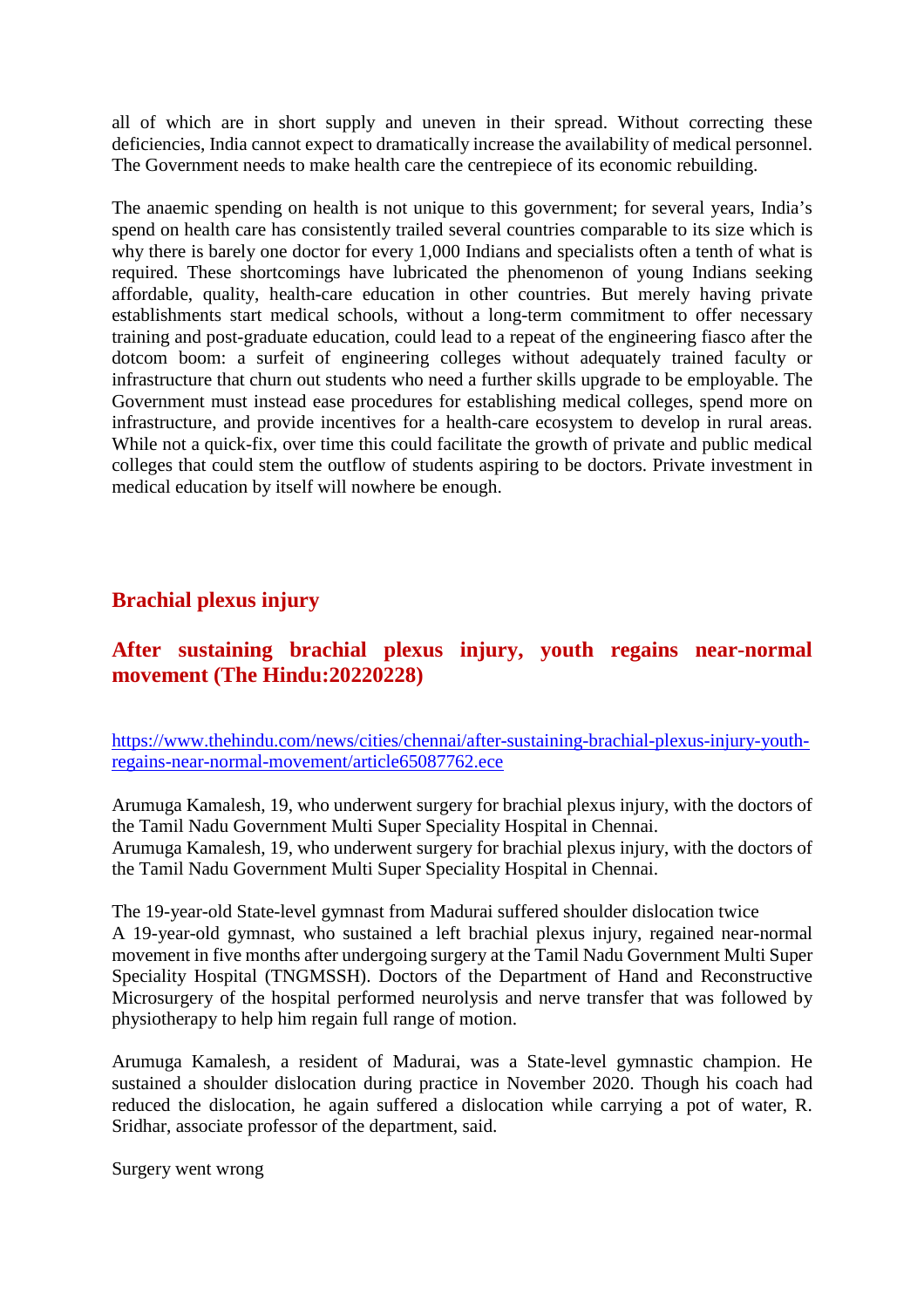all of which are in short supply and uneven in their spread. Without correcting these deficiencies, India cannot expect to dramatically increase the availability of medical personnel. The Government needs to make health care the centrepiece of its economic rebuilding.

The anaemic spending on health is not unique to this government; for several years, India's spend on health care has consistently trailed several countries comparable to its size which is why there is barely one doctor for every 1,000 Indians and specialists often a tenth of what is required. These shortcomings have lubricated the phenomenon of young Indians seeking affordable, quality, health-care education in other countries. But merely having private establishments start medical schools, without a long-term commitment to offer necessary training and post-graduate education, could lead to a repeat of the engineering fiasco after the dotcom boom: a surfeit of engineering colleges without adequately trained faculty or infrastructure that churn out students who need a further skills upgrade to be employable. The Government must instead ease procedures for establishing medical colleges, spend more on infrastructure, and provide incentives for a health-care ecosystem to develop in rural areas. While not a quick-fix, over time this could facilitate the growth of private and public medical colleges that could stem the outflow of students aspiring to be doctors. Private investment in medical education by itself will nowhere be enough.

## Brachial plexus injury

## After sustaining brachial plexus injury, youth regains near-normal movement (The Hindu:20220228)

https://www.thehindu.com/news/cities/chennai/after-sustaining-brachial-plexus-injury-youth-regains-near-normal-movement/article65087762.ece

Arumuga Kamalesh, 19, who underwent surgery for brachial plexus injury, with the doctors of the Tamil Nadu Government Multi Super Speciality Hospital in Chennai.
Arumuga Kamalesh, 19, who underwent surgery for brachial plexus injury, with the doctors of the Tamil Nadu Government Multi Super Speciality Hospital in Chennai.

The 19-year-old State-level gymnast from Madurai suffered shoulder dislocation twice
A 19-year-old gymnast, who sustained a left brachial plexus injury, regained near-normal movement in five months after undergoing surgery at the Tamil Nadu Government Multi Super Speciality Hospital (TNGMSSH). Doctors of the Department of Hand and Reconstructive Microsurgery of the hospital performed neurolysis and nerve transfer that was followed by physiotherapy to help him regain full range of motion.

Arumuga Kamalesh, a resident of Madurai, was a State-level gymnastic champion. He sustained a shoulder dislocation during practice in November 2020. Though his coach had reduced the dislocation, he again suffered a dislocation while carrying a pot of water, R. Sridhar, associate professor of the department, said.

Surgery went wrong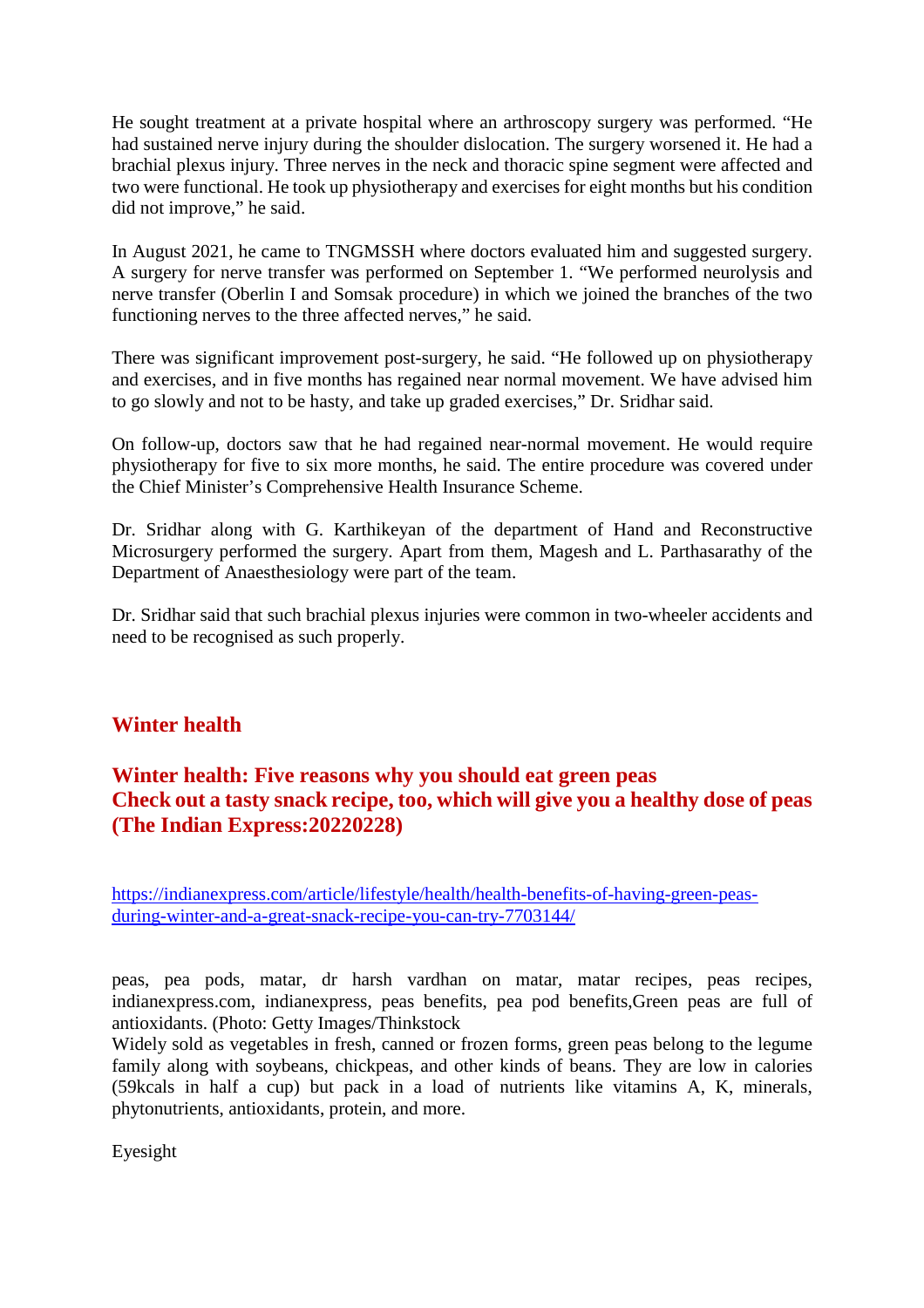He sought treatment at a private hospital where an arthroscopy surgery was performed. “He had sustained nerve injury during the shoulder dislocation. The surgery worsened it. He had a brachial plexus injury. Three nerves in the neck and thoracic spine segment were affected and two were functional. He took up physiotherapy and exercises for eight months but his condition did not improve,” he said.

In August 2021, he came to TNGMSSH where doctors evaluated him and suggested surgery. A surgery for nerve transfer was performed on September 1. “We performed neurolysis and nerve transfer (Oberlin I and Somsak procedure) in which we joined the branches of the two functioning nerves to the three affected nerves,” he said.

There was significant improvement post-surgery, he said. “He followed up on physiotherapy and exercises, and in five months has regained near normal movement. We have advised him to go slowly and not to be hasty, and take up graded exercises,” Dr. Sridhar said.

On follow-up, doctors saw that he had regained near-normal movement. He would require physiotherapy for five to six more months, he said. The entire procedure was covered under the Chief Minister’s Comprehensive Health Insurance Scheme.

Dr. Sridhar along with G. Karthikeyan of the department of Hand and Reconstructive Microsurgery performed the surgery. Apart from them, Magesh and L. Parthasarathy of the Department of Anaesthesiology were part of the team.

Dr. Sridhar said that such brachial plexus injuries were common in two-wheeler accidents and need to be recognised as such properly.

## Winter health

## Winter health: Five reasons why you should eat green peas
## Check out a tasty snack recipe, too, which will give you a healthy dose of peas (The Indian Express:20220228)

https://indianexpress.com/article/lifestyle/health/health-benefits-of-having-green-peas-during-winter-and-a-great-snack-recipe-you-can-try-7703144/

peas, pea pods, matar, dr harsh vardhan on matar, matar recipes, peas recipes, indianexpress.com, indianexpress, peas benefits, pea pod benefits,Green peas are full of antioxidants. (Photo: Getty Images/Thinkstock
Widely sold as vegetables in fresh, canned or frozen forms, green peas belong to the legume family along with soybeans, chickpeas, and other kinds of beans. They are low in calories (59kcals in half a cup) but pack in a load of nutrients like vitamins A, K, minerals, phytonutrients, antioxidants, protein, and more.

Eyesight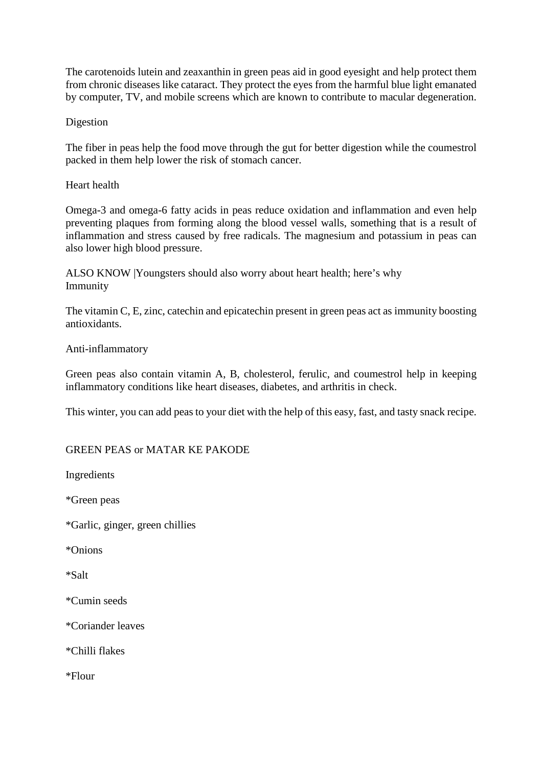The carotenoids lutein and zeaxanthin in green peas aid in good eyesight and help protect them from chronic diseases like cataract. They protect the eyes from the harmful blue light emanated by computer, TV, and mobile screens which are known to contribute to macular degeneration.

Digestion

The fiber in peas help the food move through the gut for better digestion while the coumestrol packed in them help lower the risk of stomach cancer.

Heart health

Omega-3 and omega-6 fatty acids in peas reduce oxidation and inflammation and even help preventing plaques from forming along the blood vessel walls, something that is a result of inflammation and stress caused by free radicals. The magnesium and potassium in peas can also lower high blood pressure.

ALSO KNOW |Youngsters should also worry about heart health; here's why
Immunity

The vitamin C, E, zinc, catechin and epicatechin present in green peas act as immunity boosting antioxidants.

Anti-inflammatory

Green peas also contain vitamin A, B, cholesterol, ferulic, and coumestrol help in keeping inflammatory conditions like heart diseases, diabetes, and arthritis in check.

This winter, you can add peas to your diet with the help of this easy, fast, and tasty snack recipe.

GREEN PEAS or MATAR KE PAKODE

Ingredients

*Green peas

*Garlic, ginger, green chillies

*Onions

*Salt

*Cumin seeds

*Coriander leaves

*Chilli flakes

*Flour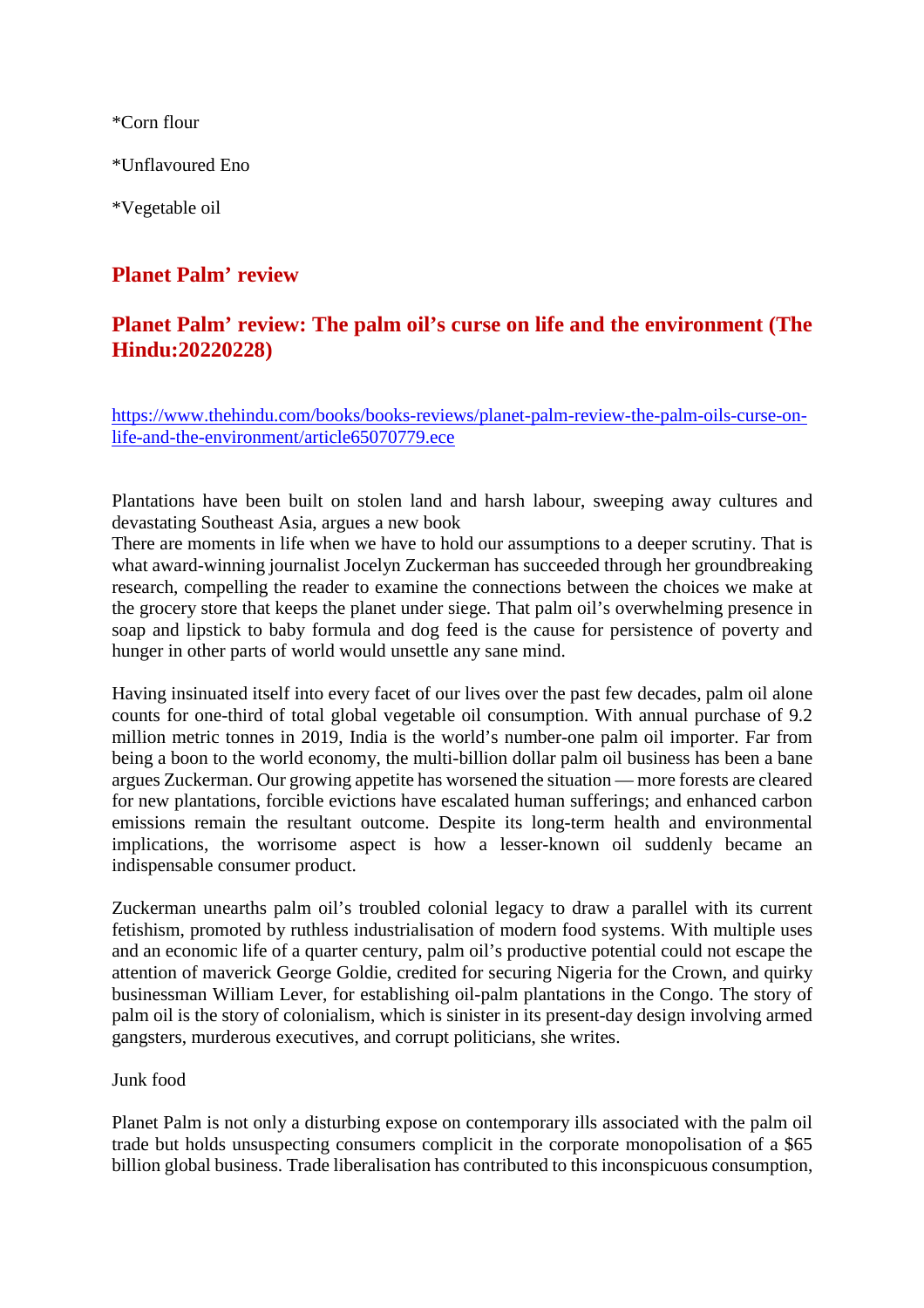*Corn flour

*Unflavoured Eno

*Vegetable oil

## Planet Palm' review

## Planet Palm' review: The palm oil's curse on life and the environment (The Hindu:20220228)

https://www.thehindu.com/books/books-reviews/planet-palm-review-the-palm-oils-curse-on-life-and-the-environment/article65070779.ece

Plantations have been built on stolen land and harsh labour, sweeping away cultures and devastating Southeast Asia, argues a new book

There are moments in life when we have to hold our assumptions to a deeper scrutiny. That is what award-winning journalist Jocelyn Zuckerman has succeeded through her groundbreaking research, compelling the reader to examine the connections between the choices we make at the grocery store that keeps the planet under siege. That palm oil's overwhelming presence in soap and lipstick to baby formula and dog feed is the cause for persistence of poverty and hunger in other parts of world would unsettle any sane mind.

Having insinuated itself into every facet of our lives over the past few decades, palm oil alone counts for one-third of total global vegetable oil consumption. With annual purchase of 9.2 million metric tonnes in 2019, India is the world's number-one palm oil importer. Far from being a boon to the world economy, the multi-billion dollar palm oil business has been a bane argues Zuckerman. Our growing appetite has worsened the situation — more forests are cleared for new plantations, forcible evictions have escalated human sufferings; and enhanced carbon emissions remain the resultant outcome. Despite its long-term health and environmental implications, the worrisome aspect is how a lesser-known oil suddenly became an indispensable consumer product.

Zuckerman unearths palm oil's troubled colonial legacy to draw a parallel with its current fetishism, promoted by ruthless industrialisation of modern food systems. With multiple uses and an economic life of a quarter century, palm oil's productive potential could not escape the attention of maverick George Goldie, credited for securing Nigeria for the Crown, and quirky businessman William Lever, for establishing oil-palm plantations in the Congo. The story of palm oil is the story of colonialism, which is sinister in its present-day design involving armed gangsters, murderous executives, and corrupt politicians, she writes.

Junk food

Planet Palm is not only a disturbing expose on contemporary ills associated with the palm oil trade but holds unsuspecting consumers complicit in the corporate monopolisation of a $65 billion global business. Trade liberalisation has contributed to this inconspicuous consumption,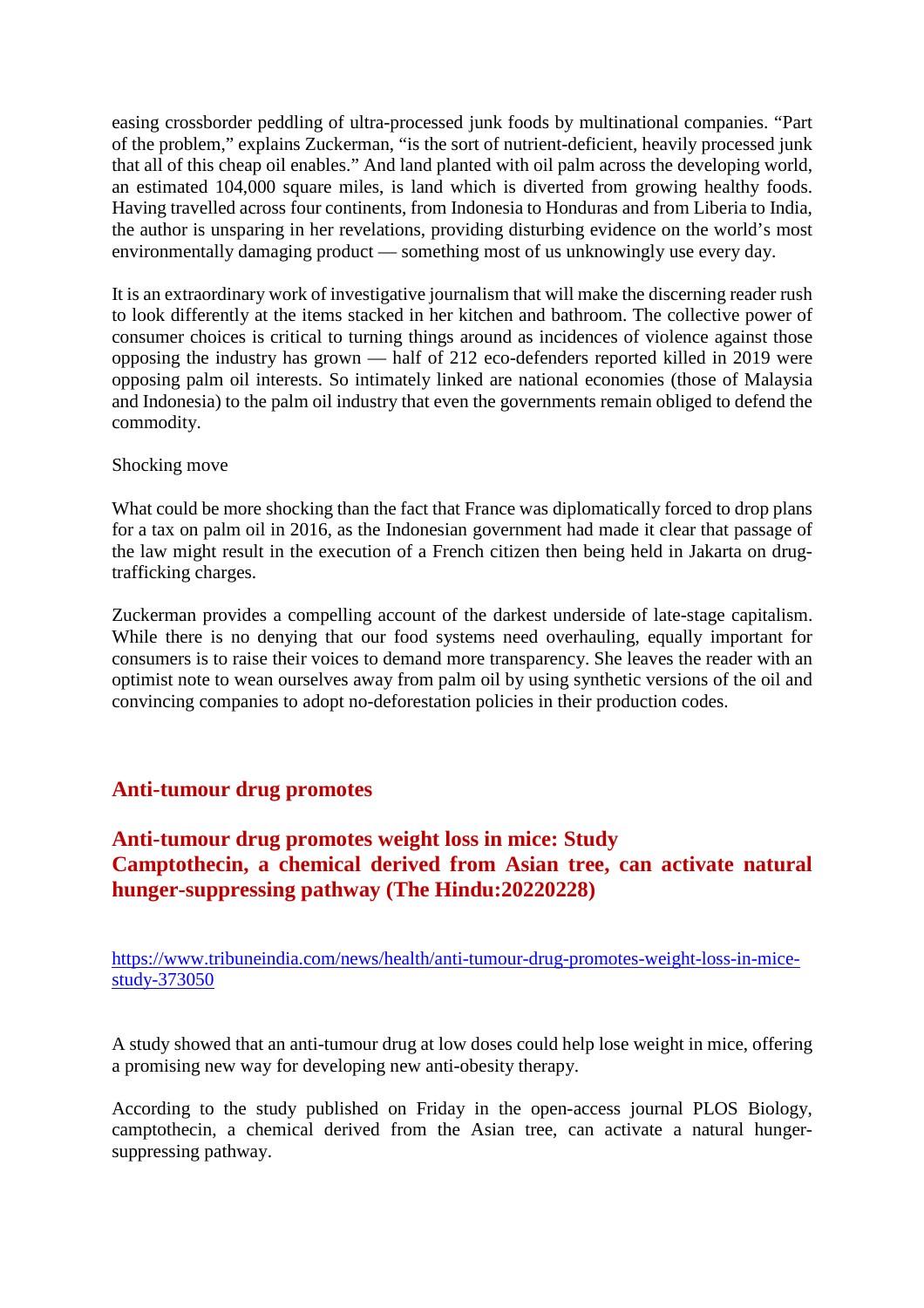easing crossborder peddling of ultra-processed junk foods by multinational companies. "Part of the problem," explains Zuckerman, "is the sort of nutrient-deficient, heavily processed junk that all of this cheap oil enables." And land planted with oil palm across the developing world, an estimated 104,000 square miles, is land which is diverted from growing healthy foods. Having travelled across four continents, from Indonesia to Honduras and from Liberia to India, the author is unsparing in her revelations, providing disturbing evidence on the world's most environmentally damaging product — something most of us unknowingly use every day.

It is an extraordinary work of investigative journalism that will make the discerning reader rush to look differently at the items stacked in her kitchen and bathroom. The collective power of consumer choices is critical to turning things around as incidences of violence against those opposing the industry has grown — half of 212 eco-defenders reported killed in 2019 were opposing palm oil interests. So intimately linked are national economies (those of Malaysia and Indonesia) to the palm oil industry that even the governments remain obliged to defend the commodity.

Shocking move

What could be more shocking than the fact that France was diplomatically forced to drop plans for a tax on palm oil in 2016, as the Indonesian government had made it clear that passage of the law might result in the execution of a French citizen then being held in Jakarta on drug-trafficking charges.

Zuckerman provides a compelling account of the darkest underside of late-stage capitalism. While there is no denying that our food systems need overhauling, equally important for consumers is to raise their voices to demand more transparency. She leaves the reader with an optimist note to wean ourselves away from palm oil by using synthetic versions of the oil and convincing companies to adopt no-deforestation policies in their production codes.

## Anti-tumour drug promotes

## Anti-tumour drug promotes weight loss in mice: Study Camptothecin, a chemical derived from Asian tree, can activate natural hunger-suppressing pathway (The Hindu:20220228)

https://www.tribuneindia.com/news/health/anti-tumour-drug-promotes-weight-loss-in-mice-study-373050

A study showed that an anti-tumour drug at low doses could help lose weight in mice, offering a promising new way for developing new anti-obesity therapy.

According to the study published on Friday in the open-access journal PLOS Biology, camptothecin, a chemical derived from the Asian tree, can activate a natural hunger-suppressing pathway.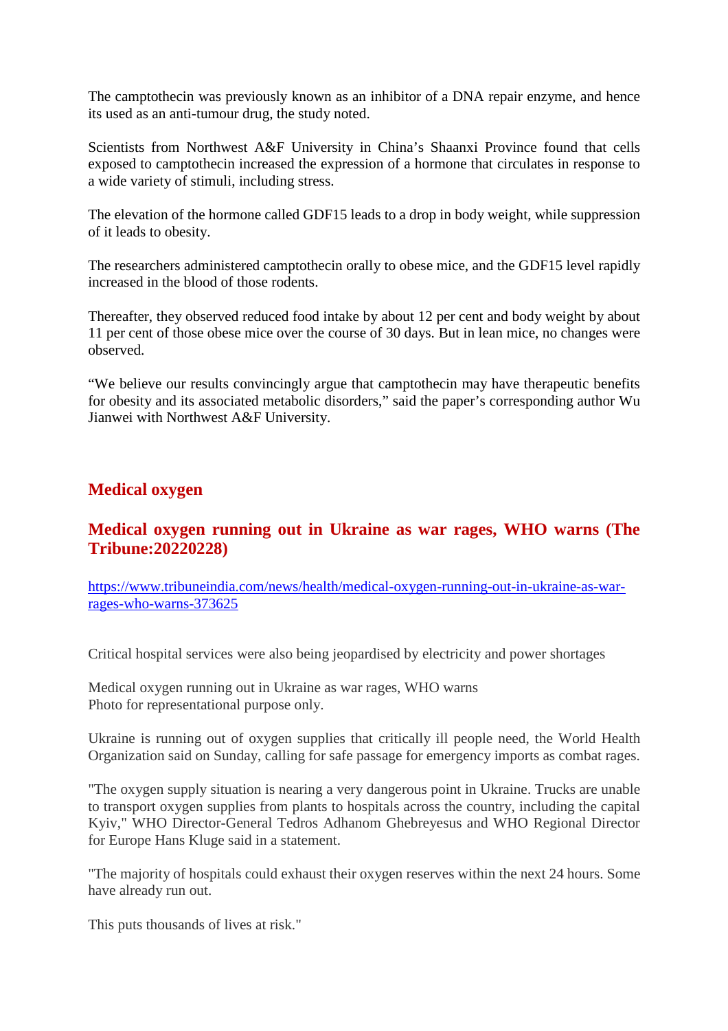The camptothecin was previously known as an inhibitor of a DNA repair enzyme, and hence its used as an anti-tumour drug, the study noted.

Scientists from Northwest A&F University in China's Shaanxi Province found that cells exposed to camptothecin increased the expression of a hormone that circulates in response to a wide variety of stimuli, including stress.

The elevation of the hormone called GDF15 leads to a drop in body weight, while suppression of it leads to obesity.

The researchers administered camptothecin orally to obese mice, and the GDF15 level rapidly increased in the blood of those rodents.

Thereafter, they observed reduced food intake by about 12 per cent and body weight by about 11 per cent of those obese mice over the course of 30 days. But in lean mice, no changes were observed.

"We believe our results convincingly argue that camptothecin may have therapeutic benefits for obesity and its associated metabolic disorders," said the paper's corresponding author Wu Jianwei with Northwest A&F University.

## Medical oxygen

## Medical oxygen running out in Ukraine as war rages, WHO warns (The Tribune:20220228)

https://www.tribuneindia.com/news/health/medical-oxygen-running-out-in-ukraine-as-war-rages-who-warns-373625

Critical hospital services were also being jeopardised by electricity and power shortages

Medical oxygen running out in Ukraine as war rages, WHO warns
Photo for representational purpose only.

Ukraine is running out of oxygen supplies that critically ill people need, the World Health Organization said on Sunday, calling for safe passage for emergency imports as combat rages.

"The oxygen supply situation is nearing a very dangerous point in Ukraine. Trucks are unable to transport oxygen supplies from plants to hospitals across the country, including the capital Kyiv," WHO Director-General Tedros Adhanom Ghebreyesus and WHO Regional Director for Europe Hans Kluge said in a statement.

"The majority of hospitals could exhaust their oxygen reserves within the next 24 hours. Some have already run out.

This puts thousands of lives at risk."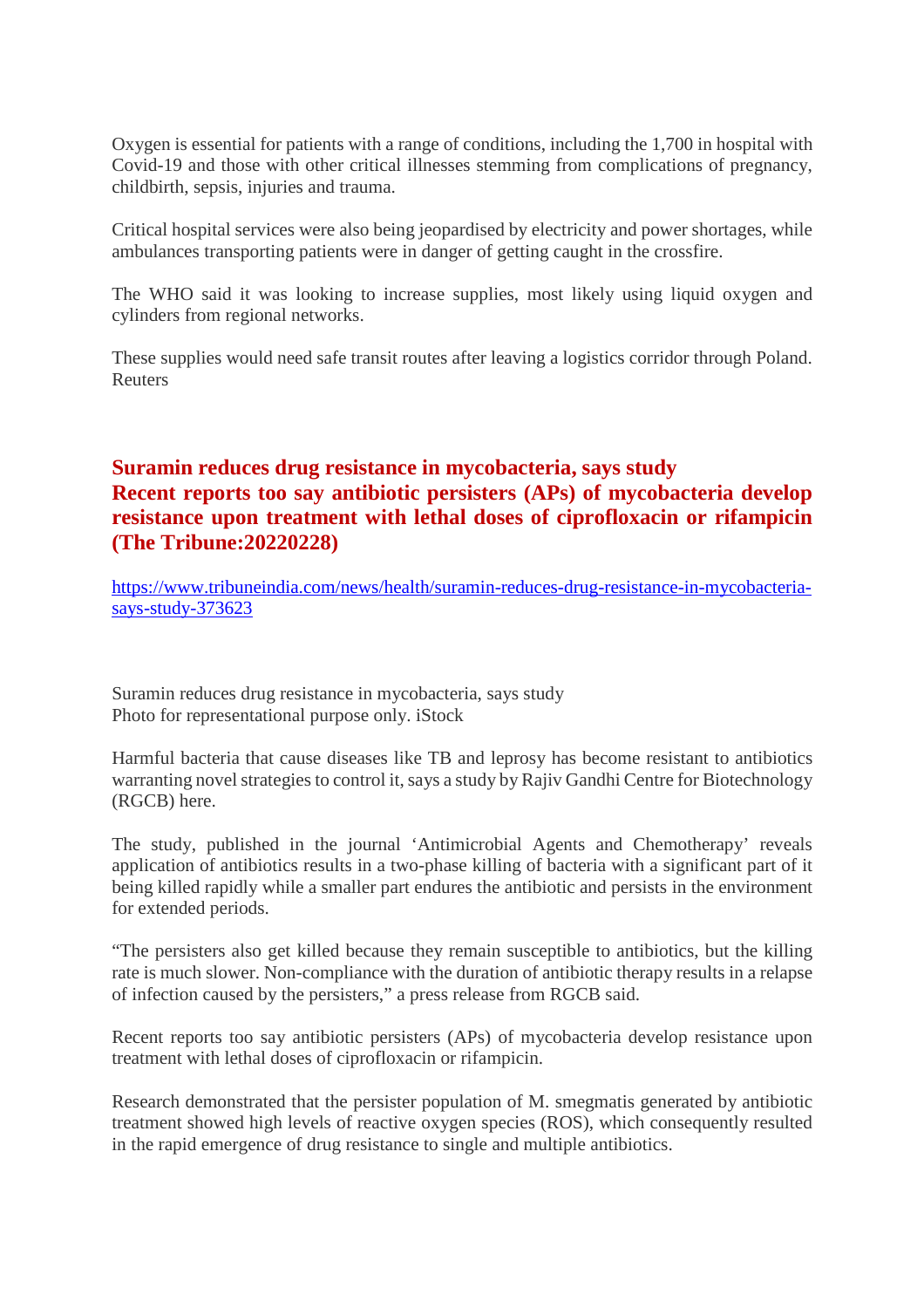Oxygen is essential for patients with a range of conditions, including the 1,700 in hospital with Covid-19 and those with other critical illnesses stemming from complications of pregnancy, childbirth, sepsis, injuries and trauma.

Critical hospital services were also being jeopardised by electricity and power shortages, while ambulances transporting patients were in danger of getting caught in the crossfire.

The WHO said it was looking to increase supplies, most likely using liquid oxygen and cylinders from regional networks.

These supplies would need safe transit routes after leaving a logistics corridor through Poland. Reuters

## Suramin reduces drug resistance in mycobacteria, says study
## Recent reports too say antibiotic persisters (APs) of mycobacteria develop resistance upon treatment with lethal doses of ciprofloxacin or rifampicin (The Tribune:20220228)

https://www.tribuneindia.com/news/health/suramin-reduces-drug-resistance-in-mycobacteria-says-study-373623

Suramin reduces drug resistance in mycobacteria, says study
Photo for representational purpose only. iStock

Harmful bacteria that cause diseases like TB and leprosy has become resistant to antibiotics warranting novel strategies to control it, says a study by Rajiv Gandhi Centre for Biotechnology (RGCB) here.

The study, published in the journal 'Antimicrobial Agents and Chemotherapy' reveals application of antibiotics results in a two-phase killing of bacteria with a significant part of it being killed rapidly while a smaller part endures the antibiotic and persists in the environment for extended periods.

"The persisters also get killed because they remain susceptible to antibiotics, but the killing rate is much slower. Non-compliance with the duration of antibiotic therapy results in a relapse of infection caused by the persisters," a press release from RGCB said.

Recent reports too say antibiotic persisters (APs) of mycobacteria develop resistance upon treatment with lethal doses of ciprofloxacin or rifampicin.

Research demonstrated that the persister population of M. smegmatis generated by antibiotic treatment showed high levels of reactive oxygen species (ROS), which consequently resulted in the rapid emergence of drug resistance to single and multiple antibiotics.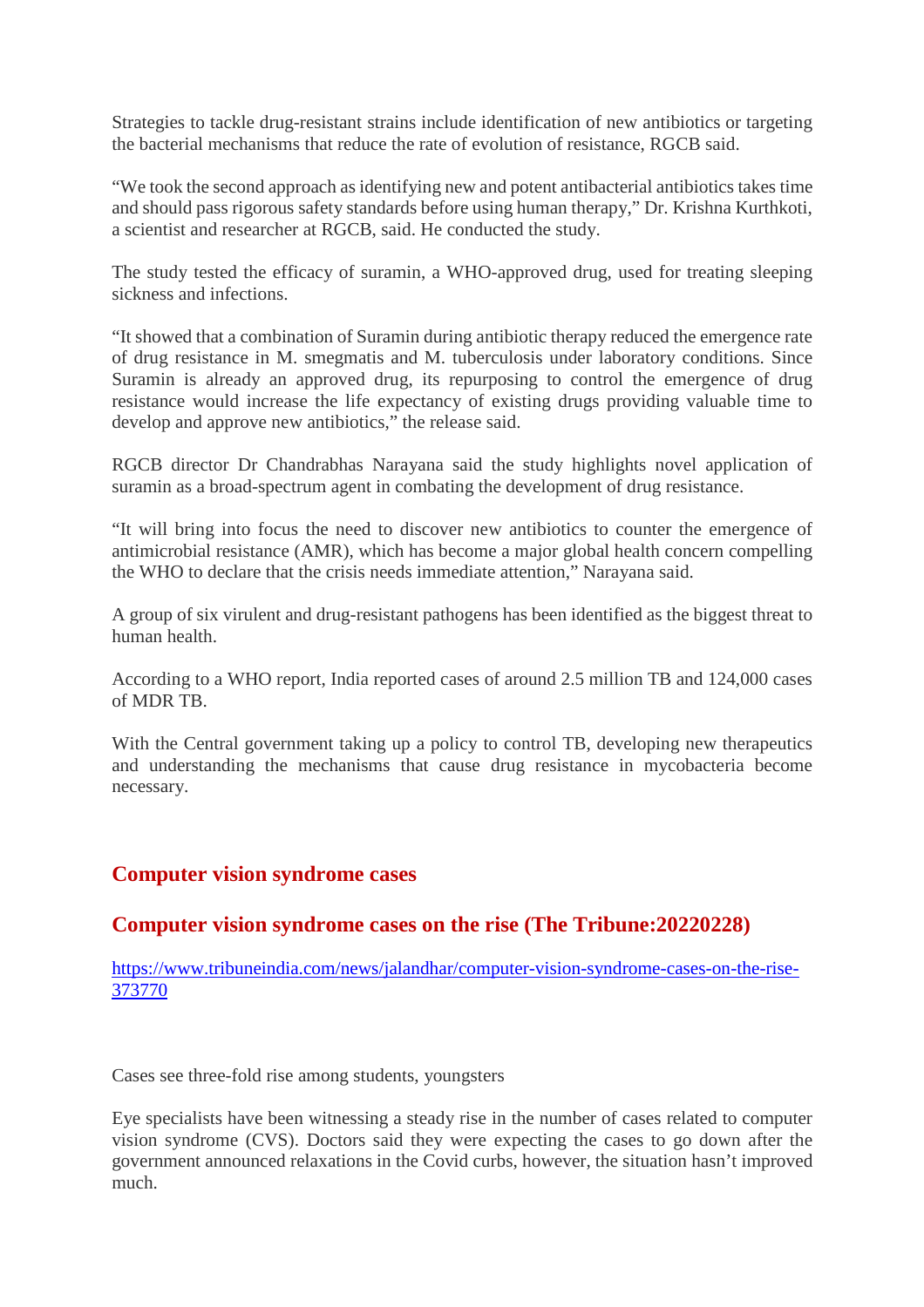Strategies to tackle drug-resistant strains include identification of new antibiotics or targeting the bacterial mechanisms that reduce the rate of evolution of resistance, RGCB said.

"We took the second approach as identifying new and potent antibacterial antibiotics takes time and should pass rigorous safety standards before using human therapy," Dr. Krishna Kurthkoti, a scientist and researcher at RGCB, said. He conducted the study.

The study tested the efficacy of suramin, a WHO-approved drug, used for treating sleeping sickness and infections.

"It showed that a combination of Suramin during antibiotic therapy reduced the emergence rate of drug resistance in M. smegmatis and M. tuberculosis under laboratory conditions. Since Suramin is already an approved drug, its repurposing to control the emergence of drug resistance would increase the life expectancy of existing drugs providing valuable time to develop and approve new antibiotics," the release said.

RGCB director Dr Chandrabhas Narayana said the study highlights novel application of suramin as a broad-spectrum agent in combating the development of drug resistance.

"It will bring into focus the need to discover new antibiotics to counter the emergence of antimicrobial resistance (AMR), which has become a major global health concern compelling the WHO to declare that the crisis needs immediate attention," Narayana said.

A group of six virulent and drug-resistant pathogens has been identified as the biggest threat to human health.

According to a WHO report, India reported cases of around 2.5 million TB and 124,000 cases of MDR TB.

With the Central government taking up a policy to control TB, developing new therapeutics and understanding the mechanisms that cause drug resistance in mycobacteria become necessary.

## Computer vision syndrome cases

### Computer vision syndrome cases on the rise (The Tribune:20220228)

https://www.tribuneindia.com/news/jalandhar/computer-vision-syndrome-cases-on-the-rise-373770

Cases see three-fold rise among students, youngsters

Eye specialists have been witnessing a steady rise in the number of cases related to computer vision syndrome (CVS). Doctors said they were expecting the cases to go down after the government announced relaxations in the Covid curbs, however, the situation hasn't improved much.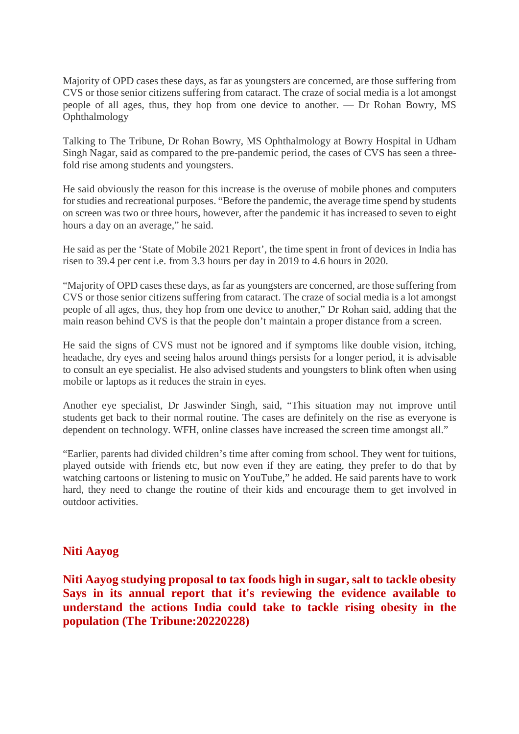Majority of OPD cases these days, as far as youngsters are concerned, are those suffering from CVS or those senior citizens suffering from cataract. The craze of social media is a lot amongst people of all ages, thus, they hop from one device to another. — Dr Rohan Bowry, MS Ophthalmology

Talking to The Tribune, Dr Rohan Bowry, MS Ophthalmology at Bowry Hospital in Udham Singh Nagar, said as compared to the pre-pandemic period, the cases of CVS has seen a three-fold rise among students and youngsters.

He said obviously the reason for this increase is the overuse of mobile phones and computers for studies and recreational purposes. "Before the pandemic, the average time spend by students on screen was two or three hours, however, after the pandemic it has increased to seven to eight hours a day on an average," he said.

He said as per the 'State of Mobile 2021 Report', the time spent in front of devices in India has risen to 39.4 per cent i.e. from 3.3 hours per day in 2019 to 4.6 hours in 2020.

"Majority of OPD cases these days, as far as youngsters are concerned, are those suffering from CVS or those senior citizens suffering from cataract. The craze of social media is a lot amongst people of all ages, thus, they hop from one device to another," Dr Rohan said, adding that the main reason behind CVS is that the people don't maintain a proper distance from a screen.

He said the signs of CVS must not be ignored and if symptoms like double vision, itching, headache, dry eyes and seeing halos around things persists for a longer period, it is advisable to consult an eye specialist. He also advised students and youngsters to blink often when using mobile or laptops as it reduces the strain in eyes.

Another eye specialist, Dr Jaswinder Singh, said, "This situation may not improve until students get back to their normal routine. The cases are definitely on the rise as everyone is dependent on technology. WFH, online classes have increased the screen time amongst all."

"Earlier, parents had divided children's time after coming from school. They went for tuitions, played outside with friends etc, but now even if they are eating, they prefer to do that by watching cartoons or listening to music on YouTube," he added. He said parents have to work hard, they need to change the routine of their kids and encourage them to get involved in outdoor activities.

## Niti Aayog

**Niti Aayog studying proposal to tax foods high in sugar, salt to tackle obesity Says in its annual report that it's reviewing the evidence available to understand the actions India could take to tackle rising obesity in the population (The Tribune:20220228)**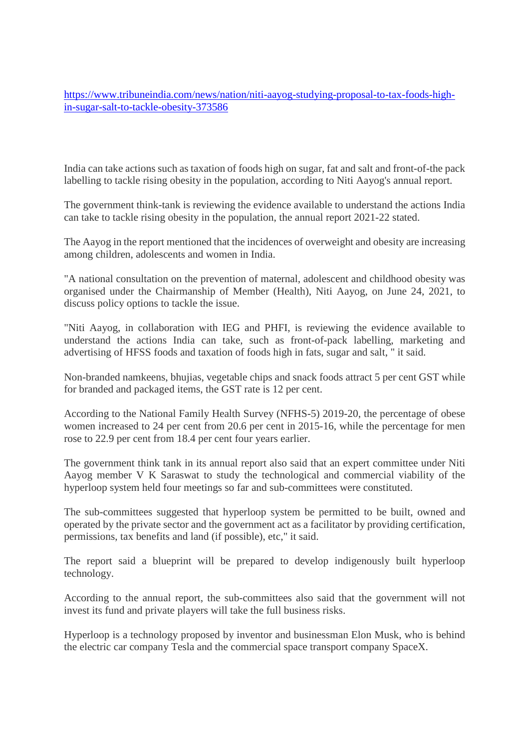[https://www.tribuneindia.com/news/nation/niti-aayog-studying-proposal-to-tax-foods-high-in-sugar-salt-to-tackle-obesity-373586](https://www.tribuneindia.com/news/nation/niti-aayog-studying-proposal-to-tax-foods-high-in-sugar-salt-to-tackle-obesity-373586)

India can take actions such as taxation of foods high on sugar, fat and salt and front-of-the pack labelling to tackle rising obesity in the population, according to Niti Aayog's annual report.

The government think-tank is reviewing the evidence available to understand the actions India can take to tackle rising obesity in the population, the annual report 2021-22 stated.

The Aayog in the report mentioned that the incidences of overweight and obesity are increasing among children, adolescents and women in India.

"A national consultation on the prevention of maternal, adolescent and childhood obesity was organised under the Chairmanship of Member (Health), Niti Aayog, on June 24, 2021, to discuss policy options to tackle the issue.

"Niti Aayog, in collaboration with IEG and PHFI, is reviewing the evidence available to understand the actions India can take, such as front-of-pack labelling, marketing and advertising of HFSS foods and taxation of foods high in fats, sugar and salt, " it said.

Non-branded namkeens, bhujias, vegetable chips and snack foods attract 5 per cent GST while for branded and packaged items, the GST rate is 12 per cent.

According to the National Family Health Survey (NFHS-5) 2019-20, the percentage of obese women increased to 24 per cent from 20.6 per cent in 2015-16, while the percentage for men rose to 22.9 per cent from 18.4 per cent four years earlier.

The government think tank in its annual report also said that an expert committee under Niti Aayog member V K Saraswat to study the technological and commercial viability of the hyperloop system held four meetings so far and sub-committees were constituted.

The sub-committees suggested that hyperloop system be permitted to be built, owned and operated by the private sector and the government act as a facilitator by providing certification, permissions, tax benefits and land (if possible), etc," it said.

The report said a blueprint will be prepared to develop indigenously built hyperloop technology.

According to the annual report, the sub-committees also said that the government will not invest its fund and private players will take the full business risks.

Hyperloop is a technology proposed by inventor and businessman Elon Musk, who is behind the electric car company Tesla and the commercial space transport company SpaceX.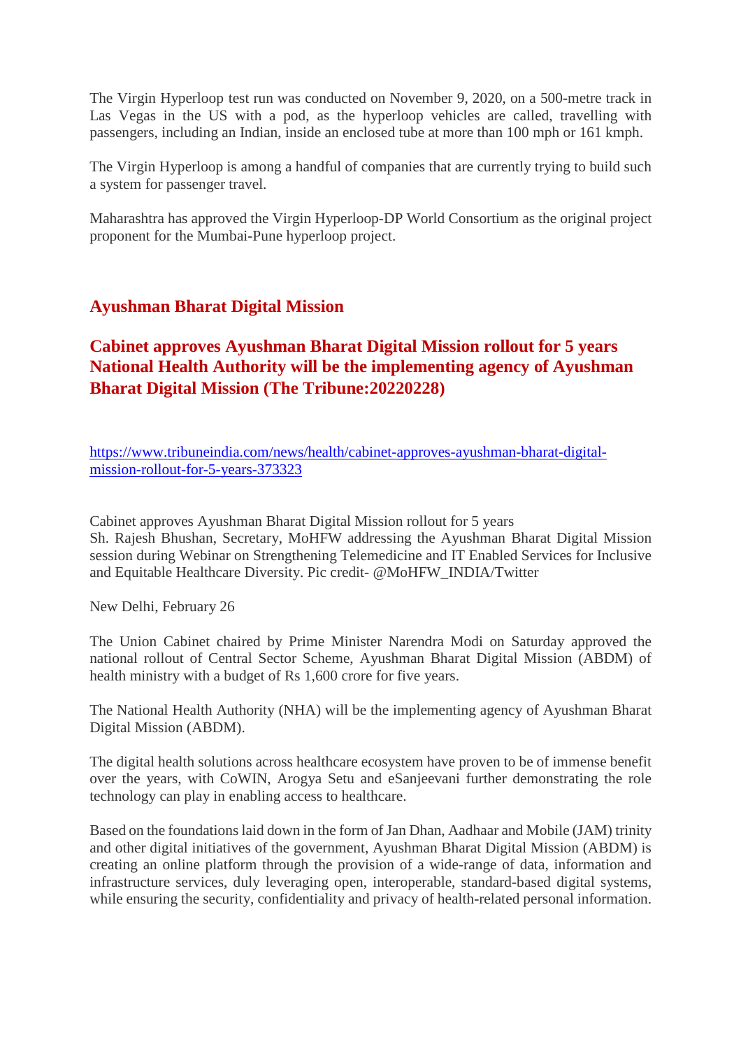The Virgin Hyperloop test run was conducted on November 9, 2020, on a 500-metre track in Las Vegas in the US with a pod, as the hyperloop vehicles are called, travelling with passengers, including an Indian, inside an enclosed tube at more than 100 mph or 161 kmph.

The Virgin Hyperloop is among a handful of companies that are currently trying to build such a system for passenger travel.

Maharashtra has approved the Virgin Hyperloop-DP World Consortium as the original project proponent for the Mumbai-Pune hyperloop project.

## Ayushman Bharat Digital Mission

## Cabinet approves Ayushman Bharat Digital Mission rollout for 5 years National Health Authority will be the implementing agency of Ayushman Bharat Digital Mission (The Tribune:20220228)

https://www.tribuneindia.com/news/health/cabinet-approves-ayushman-bharat-digital-mission-rollout-for-5-years-373323

Cabinet approves Ayushman Bharat Digital Mission rollout for 5 years
Sh. Rajesh Bhushan, Secretary, MoHFW addressing the Ayushman Bharat Digital Mission session during Webinar on Strengthening Telemedicine and IT Enabled Services for Inclusive and Equitable Healthcare Diversity. Pic credit- @MoHFW_INDIA/Twitter

New Delhi, February 26

The Union Cabinet chaired by Prime Minister Narendra Modi on Saturday approved the national rollout of Central Sector Scheme, Ayushman Bharat Digital Mission (ABDM) of health ministry with a budget of Rs 1,600 crore for five years.

The National Health Authority (NHA) will be the implementing agency of Ayushman Bharat Digital Mission (ABDM).

The digital health solutions across healthcare ecosystem have proven to be of immense benefit over the years, with CoWIN, Arogya Setu and eSanjeevani further demonstrating the role technology can play in enabling access to healthcare.

Based on the foundations laid down in the form of Jan Dhan, Aadhaar and Mobile (JAM) trinity and other digital initiatives of the government, Ayushman Bharat Digital Mission (ABDM) is creating an online platform through the provision of a wide-range of data, information and infrastructure services, duly leveraging open, interoperable, standard-based digital systems, while ensuring the security, confidentiality and privacy of health-related personal information.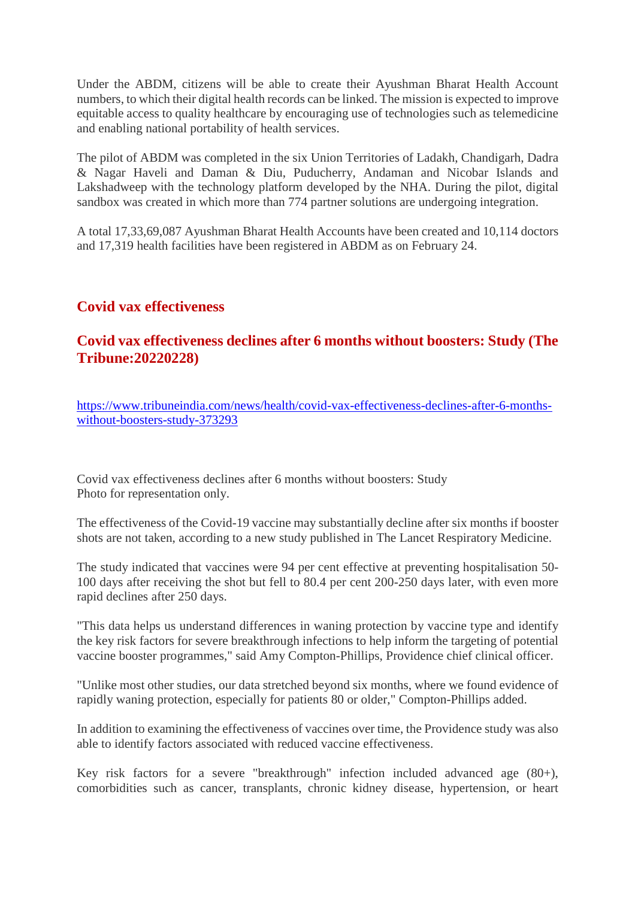Under the ABDM, citizens will be able to create their Ayushman Bharat Health Account numbers, to which their digital health records can be linked. The mission is expected to improve equitable access to quality healthcare by encouraging use of technologies such as telemedicine and enabling national portability of health services.

The pilot of ABDM was completed in the six Union Territories of Ladakh, Chandigarh, Dadra & Nagar Haveli and Daman & Diu, Puducherry, Andaman and Nicobar Islands and Lakshadweep with the technology platform developed by the NHA. During the pilot, digital sandbox was created in which more than 774 partner solutions are undergoing integration.

A total 17,33,69,087 Ayushman Bharat Health Accounts have been created and 10,114 doctors and 17,319 health facilities have been registered in ABDM as on February 24.

## Covid vax effectiveness

### Covid vax effectiveness declines after 6 months without boosters: Study (The Tribune:20220228)

https://www.tribuneindia.com/news/health/covid-vax-effectiveness-declines-after-6-months-without-boosters-study-373293

Covid vax effectiveness declines after 6 months without boosters: Study
Photo for representation only.

The effectiveness of the Covid-19 vaccine may substantially decline after six months if booster shots are not taken, according to a new study published in The Lancet Respiratory Medicine.

The study indicated that vaccines were 94 per cent effective at preventing hospitalisation 50-100 days after receiving the shot but fell to 80.4 per cent 200-250 days later, with even more rapid declines after 250 days.

"This data helps us understand differences in waning protection by vaccine type and identify the key risk factors for severe breakthrough infections to help inform the targeting of potential vaccine booster programmes," said Amy Compton-Phillips, Providence chief clinical officer.

"Unlike most other studies, our data stretched beyond six months, where we found evidence of rapidly waning protection, especially for patients 80 or older," Compton-Phillips added.

In addition to examining the effectiveness of vaccines over time, the Providence study was also able to identify factors associated with reduced vaccine effectiveness.

Key risk factors for a severe "breakthrough" infection included advanced age (80+), comorbidities such as cancer, transplants, chronic kidney disease, hypertension, or heart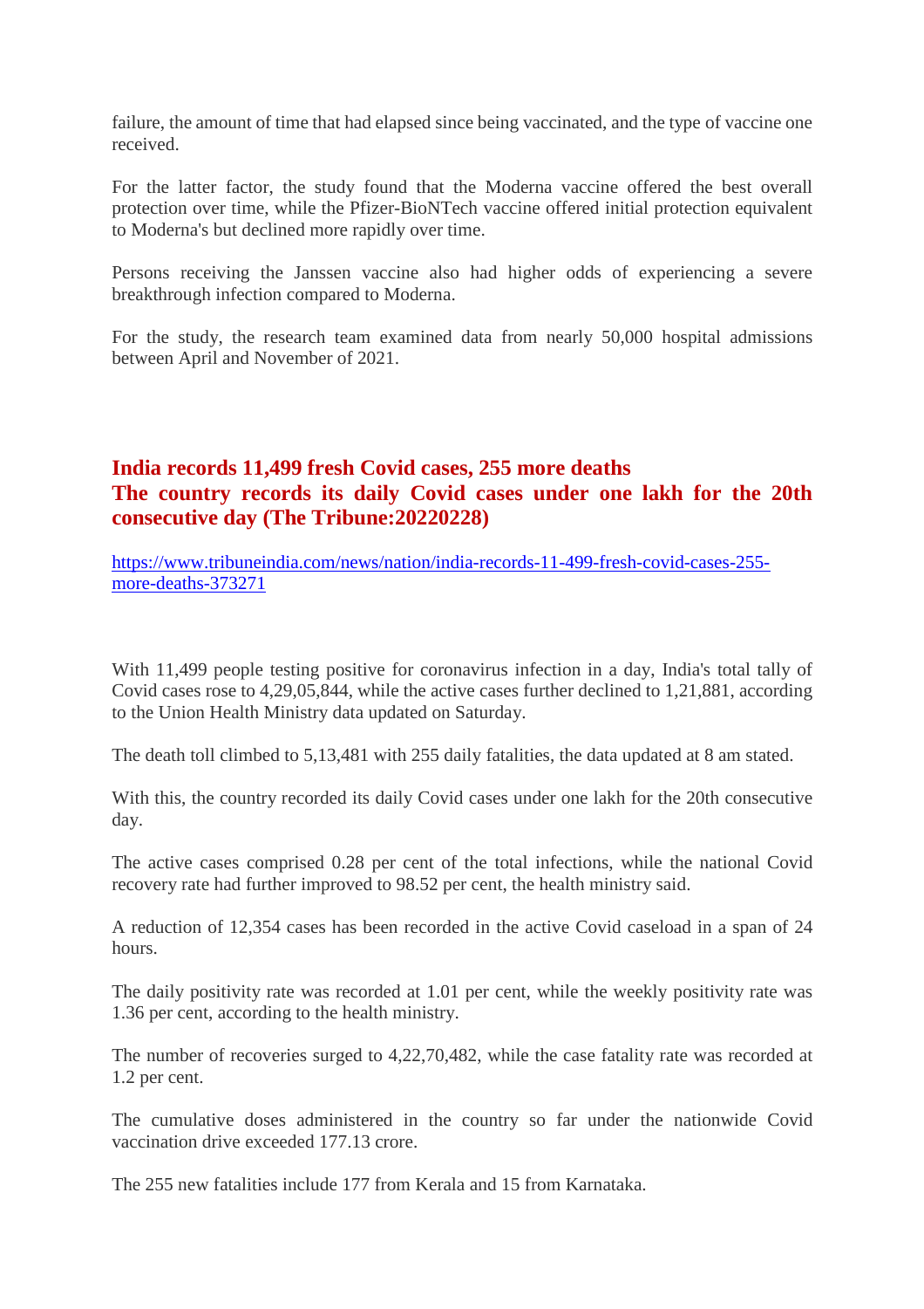failure, the amount of time that had elapsed since being vaccinated, and the type of vaccine one received.

For the latter factor, the study found that the Moderna vaccine offered the best overall protection over time, while the Pfizer-BioNTech vaccine offered initial protection equivalent to Moderna's but declined more rapidly over time.

Persons receiving the Janssen vaccine also had higher odds of experiencing a severe breakthrough infection compared to Moderna.

For the study, the research team examined data from nearly 50,000 hospital admissions between April and November of 2021.

## India records 11,499 fresh Covid cases, 255 more deaths
## The country records its daily Covid cases under one lakh for the 20th consecutive day (The Tribune:20220228)

https://www.tribuneindia.com/news/nation/india-records-11-499-fresh-covid-cases-255-more-deaths-373271

With 11,499 people testing positive for coronavirus infection in a day, India's total tally of Covid cases rose to 4,29,05,844, while the active cases further declined to 1,21,881, according to the Union Health Ministry data updated on Saturday.

The death toll climbed to 5,13,481 with 255 daily fatalities, the data updated at 8 am stated.

With this, the country recorded its daily Covid cases under one lakh for the 20th consecutive day.

The active cases comprised 0.28 per cent of the total infections, while the national Covid recovery rate had further improved to 98.52 per cent, the health ministry said.

A reduction of 12,354 cases has been recorded in the active Covid caseload in a span of 24 hours.

The daily positivity rate was recorded at 1.01 per cent, while the weekly positivity rate was 1.36 per cent, according to the health ministry.

The number of recoveries surged to 4,22,70,482, while the case fatality rate was recorded at 1.2 per cent.

The cumulative doses administered in the country so far under the nationwide Covid vaccination drive exceeded 177.13 crore.

The 255 new fatalities include 177 from Kerala and 15 from Karnataka.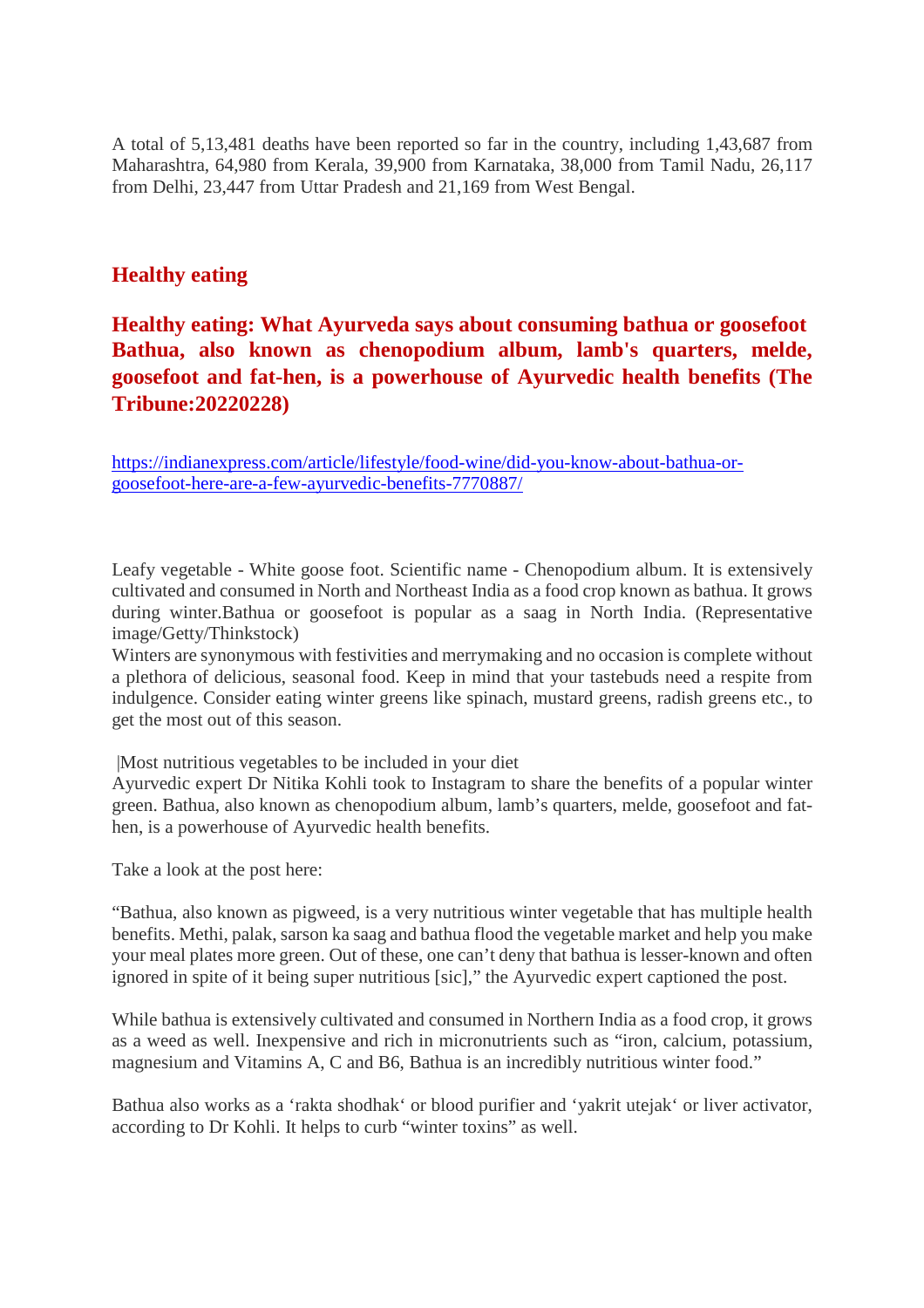A total of 5,13,481 deaths have been reported so far in the country, including 1,43,687 from Maharashtra, 64,980 from Kerala, 39,900 from Karnataka, 38,000 from Tamil Nadu, 26,117 from Delhi, 23,447 from Uttar Pradesh and 21,169 from West Bengal.

## Healthy eating

## Healthy eating: What Ayurveda says about consuming bathua or goosefoot Bathua, also known as chenopodium album, lamb's quarters, melde, goosefoot and fat-hen, is a powerhouse of Ayurvedic health benefits (The Tribune:20220228)

https://indianexpress.com/article/lifestyle/food-wine/did-you-know-about-bathua-or-goosefoot-here-are-a-few-ayurvedic-benefits-7770887/

Leafy vegetable - White goose foot. Scientific name - Chenopodium album. It is extensively cultivated and consumed in North and Northeast India as a food crop known as bathua. It grows during winter.Bathua or goosefoot is popular as a saag in North India. (Representative image/Getty/Thinkstock)
Winters are synonymous with festivities and merrymaking and no occasion is complete without a plethora of delicious, seasonal food. Keep in mind that your tastebuds need a respite from indulgence. Consider eating winter greens like spinach, mustard greens, radish greens etc., to get the most out of this season.

|Most nutritious vegetables to be included in your diet
Ayurvedic expert Dr Nitika Kohli took to Instagram to share the benefits of a popular winter green. Bathua, also known as chenopodium album, lamb's quarters, melde, goosefoot and fat-hen, is a powerhouse of Ayurvedic health benefits.

Take a look at the post here:

"Bathua, also known as pigweed, is a very nutritious winter vegetable that has multiple health benefits. Methi, palak, sarson ka saag and bathua flood the vegetable market and help you make your meal plates more green. Out of these, one can't deny that bathua is lesser-known and often ignored in spite of it being super nutritious [sic]," the Ayurvedic expert captioned the post.

While bathua is extensively cultivated and consumed in Northern India as a food crop, it grows as a weed as well. Inexpensive and rich in micronutrients such as "iron, calcium, potassium, magnesium and Vitamins A, C and B6, Bathua is an incredibly nutritious winter food."

Bathua also works as a 'rakta shodhak' or blood purifier and 'yakrit utejak' or liver activator, according to Dr Kohli. It helps to curb "winter toxins" as well.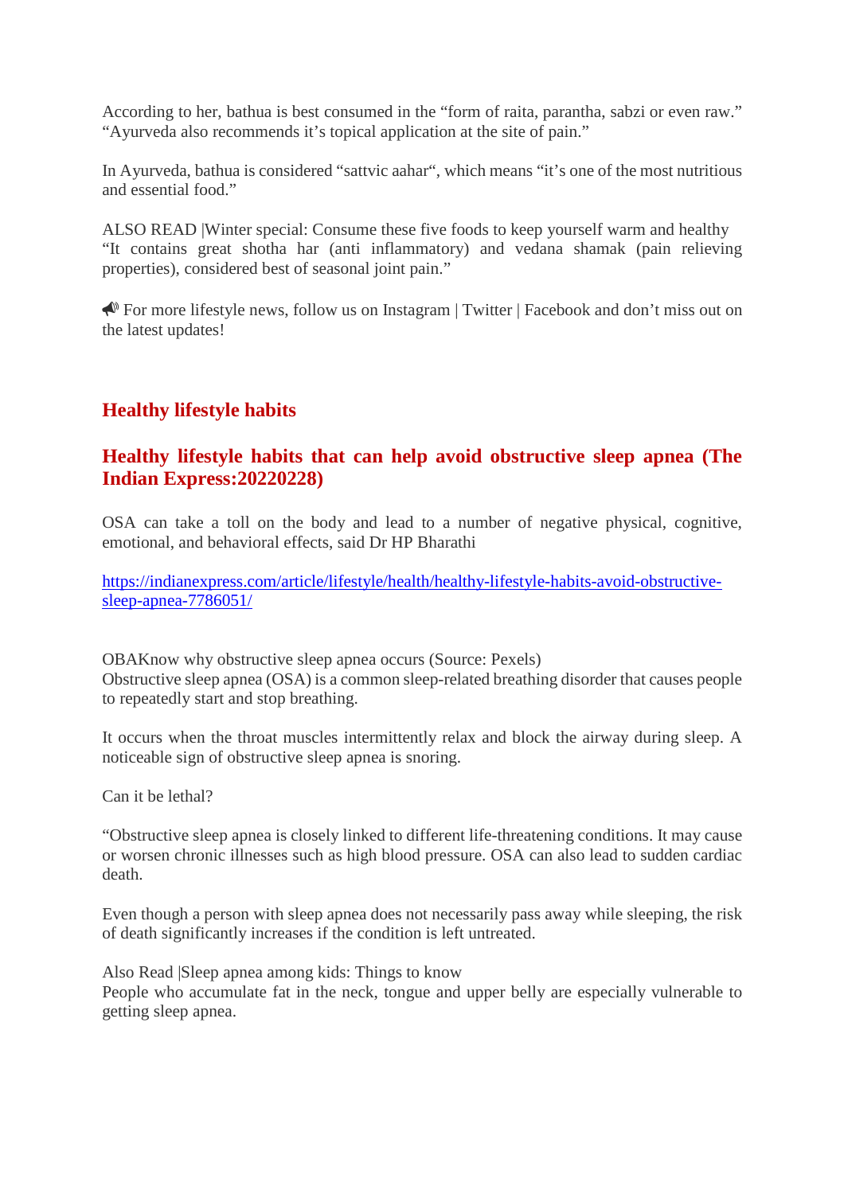According to her, bathua is best consumed in the “form of raita, parantha, sabzi or even raw.” “Ayurveda also recommends it’s topical application at the site of pain.”

In Ayurveda, bathua is considered “sattvic aahar“, which means “it’s one of the most nutritious and essential food.”

ALSO READ |Winter special: Consume these five foods to keep yourself warm and healthy
“It contains great shotha har (anti inflammatory) and vedana shamak (pain relieving properties), considered best of seasonal joint pain.”

📣 For more lifestyle news, follow us on Instagram | Twitter | Facebook and don’t miss out on the latest updates!

## Healthy lifestyle habits

## Healthy lifestyle habits that can help avoid obstructive sleep apnea (The Indian Express:20220228)

OSA can take a toll on the body and lead to a number of negative physical, cognitive, emotional, and behavioral effects, said Dr HP Bharathi

[https://indianexpress.com/article/lifestyle/health/healthy-lifestyle-habits-avoid-obstructive-sleep-apnea-7786051/](https://indianexpress.com/article/lifestyle/health/healthy-lifestyle-habits-avoid-obstructive-sleep-apnea-7786051/)

OBAKnow why obstructive sleep apnea occurs (Source: Pexels)
Obstructive sleep apnea (OSA) is a common sleep-related breathing disorder that causes people to repeatedly start and stop breathing.

It occurs when the throat muscles intermittently relax and block the airway during sleep. A noticeable sign of obstructive sleep apnea is snoring.

Can it be lethal?

“Obstructive sleep apnea is closely linked to different life-threatening conditions. It may cause or worsen chronic illnesses such as high blood pressure. OSA can also lead to sudden cardiac death.

Even though a person with sleep apnea does not necessarily pass away while sleeping, the risk of death significantly increases if the condition is left untreated.

Also Read |Sleep apnea among kids: Things to know
People who accumulate fat in the neck, tongue and upper belly are especially vulnerable to getting sleep apnea.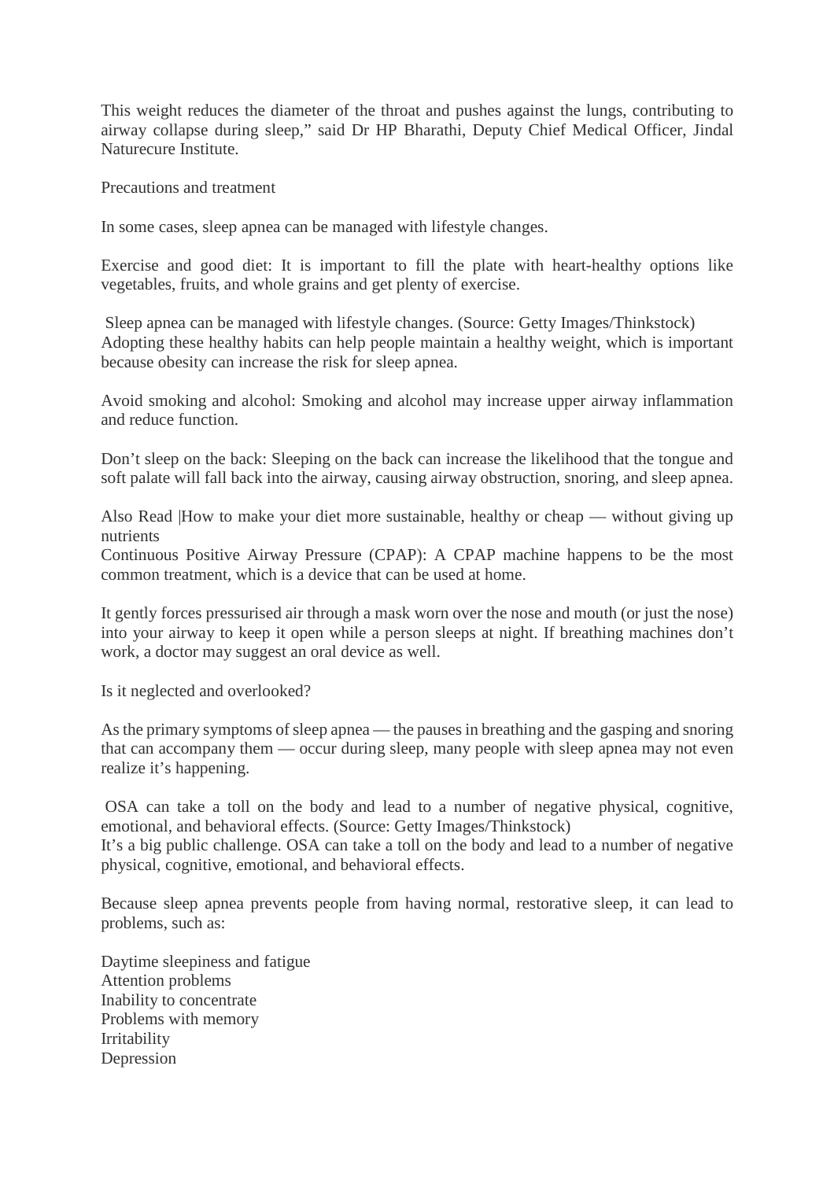This weight reduces the diameter of the throat and pushes against the lungs, contributing to airway collapse during sleep," said Dr HP Bharathi, Deputy Chief Medical Officer, Jindal Naturecure Institute.

## Precautions and treatment

In some cases, sleep apnea can be managed with lifestyle changes.

Exercise and good diet: It is important to fill the plate with heart-healthy options like vegetables, fruits, and whole grains and get plenty of exercise.

Sleep apnea can be managed with lifestyle changes. (Source: Getty Images/Thinkstock)
Adopting these healthy habits can help people maintain a healthy weight, which is important because obesity can increase the risk for sleep apnea.

Avoid smoking and alcohol: Smoking and alcohol may increase upper airway inflammation and reduce function.

Don't sleep on the back: Sleeping on the back can increase the likelihood that the tongue and soft palate will fall back into the airway, causing airway obstruction, snoring, and sleep apnea.

Also Read |How to make your diet more sustainable, healthy or cheap — without giving up nutrients
Continuous Positive Airway Pressure (CPAP): A CPAP machine happens to be the most common treatment, which is a device that can be used at home.

It gently forces pressurised air through a mask worn over the nose and mouth (or just the nose) into your airway to keep it open while a person sleeps at night. If breathing machines don't work, a doctor may suggest an oral device as well.

## Is it neglected and overlooked?

As the primary symptoms of sleep apnea — the pauses in breathing and the gasping and snoring that can accompany them — occur during sleep, many people with sleep apnea may not even realize it's happening.

OSA can take a toll on the body and lead to a number of negative physical, cognitive, emotional, and behavioral effects. (Source: Getty Images/Thinkstock)
It's a big public challenge. OSA can take a toll on the body and lead to a number of negative physical, cognitive, emotional, and behavioral effects.

Because sleep apnea prevents people from having normal, restorative sleep, it can lead to problems, such as:

- Daytime sleepiness and fatigue
- Attention problems
- Inability to concentrate
- Problems with memory
- Irritability
- Depression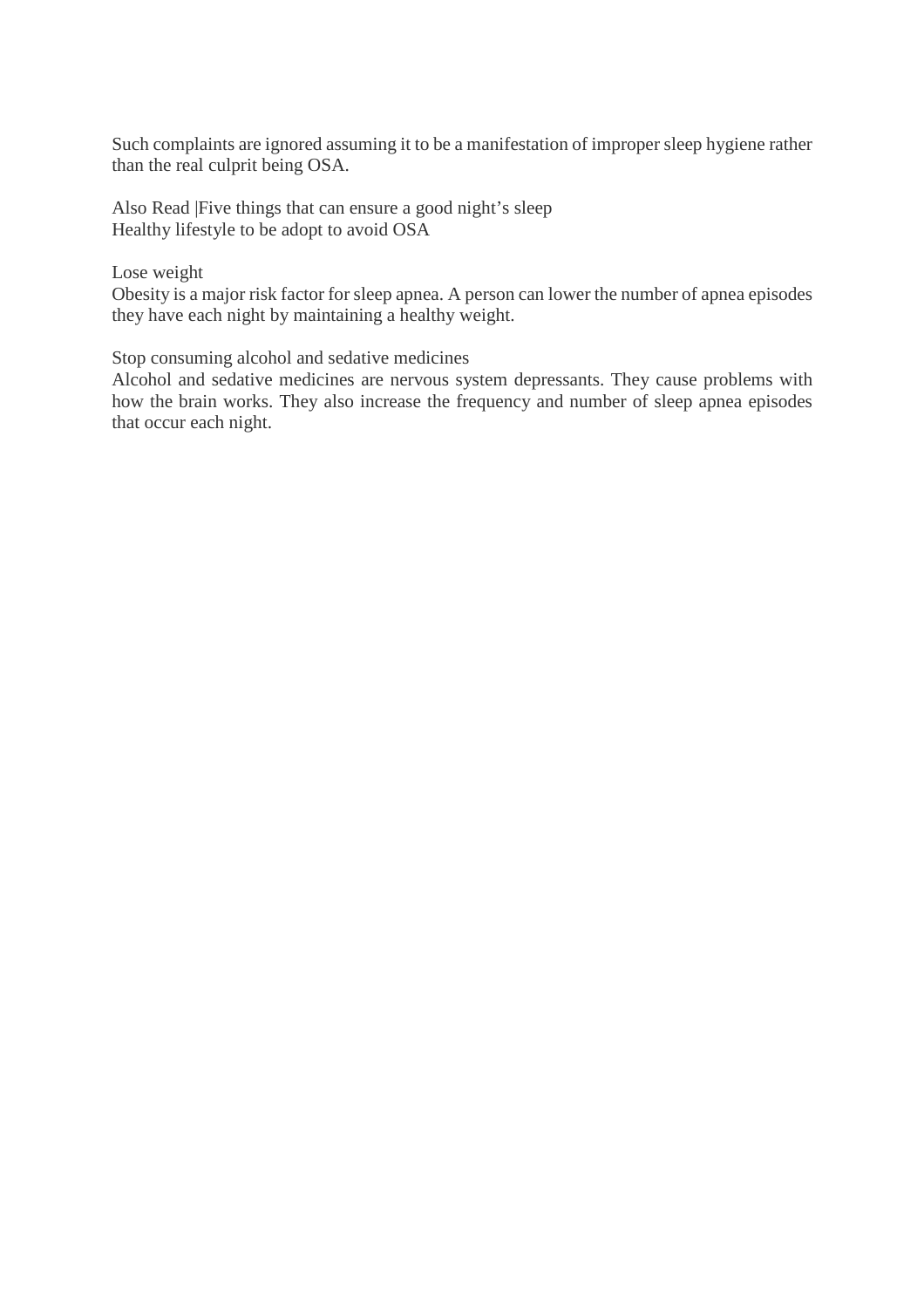Such complaints are ignored assuming it to be a manifestation of improper sleep hygiene rather than the real culprit being OSA.

Also Read |Five things that can ensure a good night's sleep
Healthy lifestyle to be adopt to avoid OSA

Lose weight
Obesity is a major risk factor for sleep apnea. A person can lower the number of apnea episodes they have each night by maintaining a healthy weight.

Stop consuming alcohol and sedative medicines
Alcohol and sedative medicines are nervous system depressants. They cause problems with how the brain works. They also increase the frequency and number of sleep apnea episodes that occur each night.